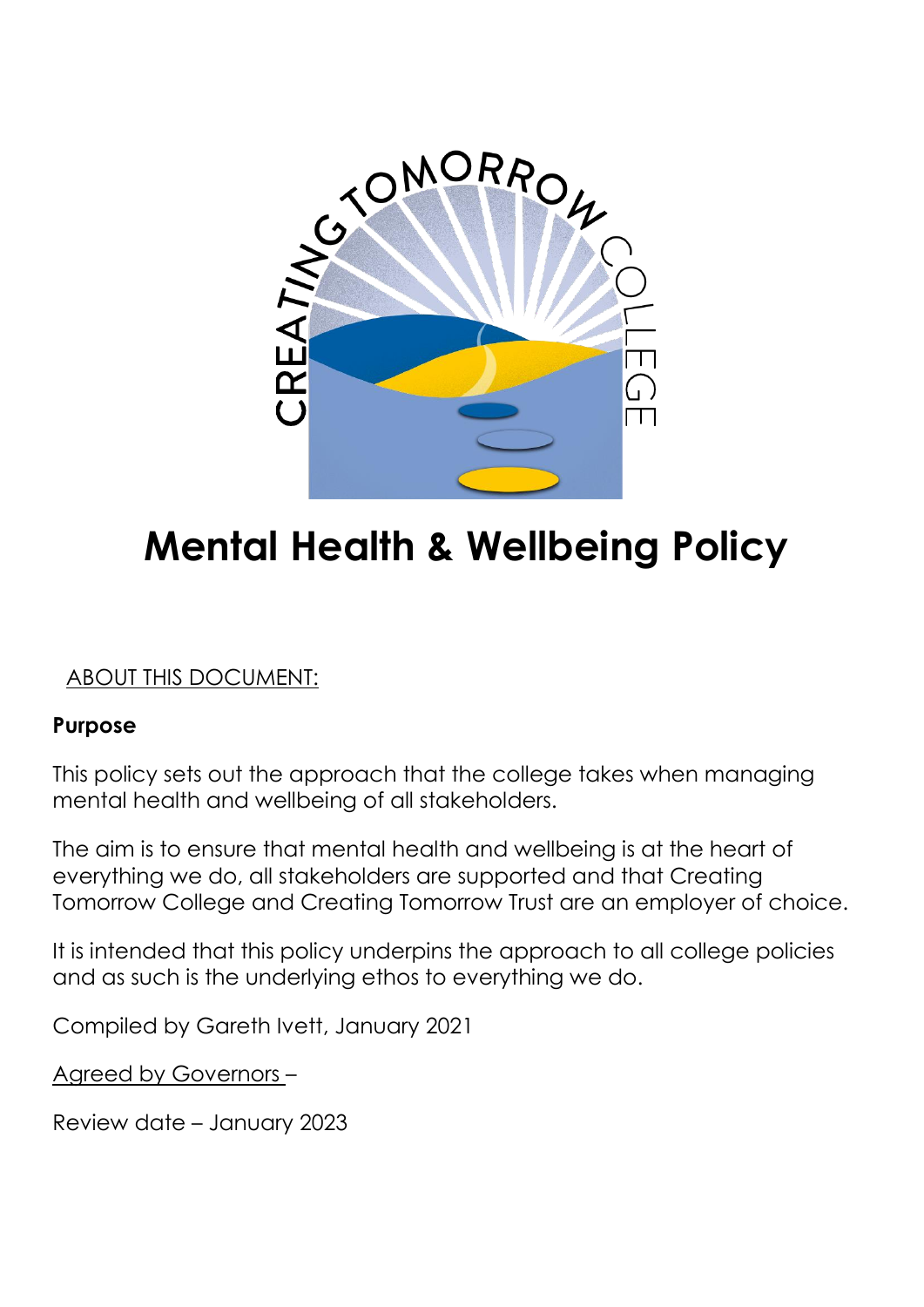# Mental Health & Wellbeing Policy

ABOUT THIS DOCUMENT:

**Purpose**

This policy sets out the approach that the college takes when managing mental health and wellbeing of all stakeholders.

The aim is to ensure that mental health and wellbeing is at the heart of everything we do, all stakeholders are supported and that Creating Tomorrow College and Creating Tomorrow Trust are an employer of choice.

It is intended that this policy underpins the approach to all college policies and as such is the underlying ethos to everything we do.

Compiled by Gareth Ivett, January 2021

Agreed by Governors –

Review date – January 2023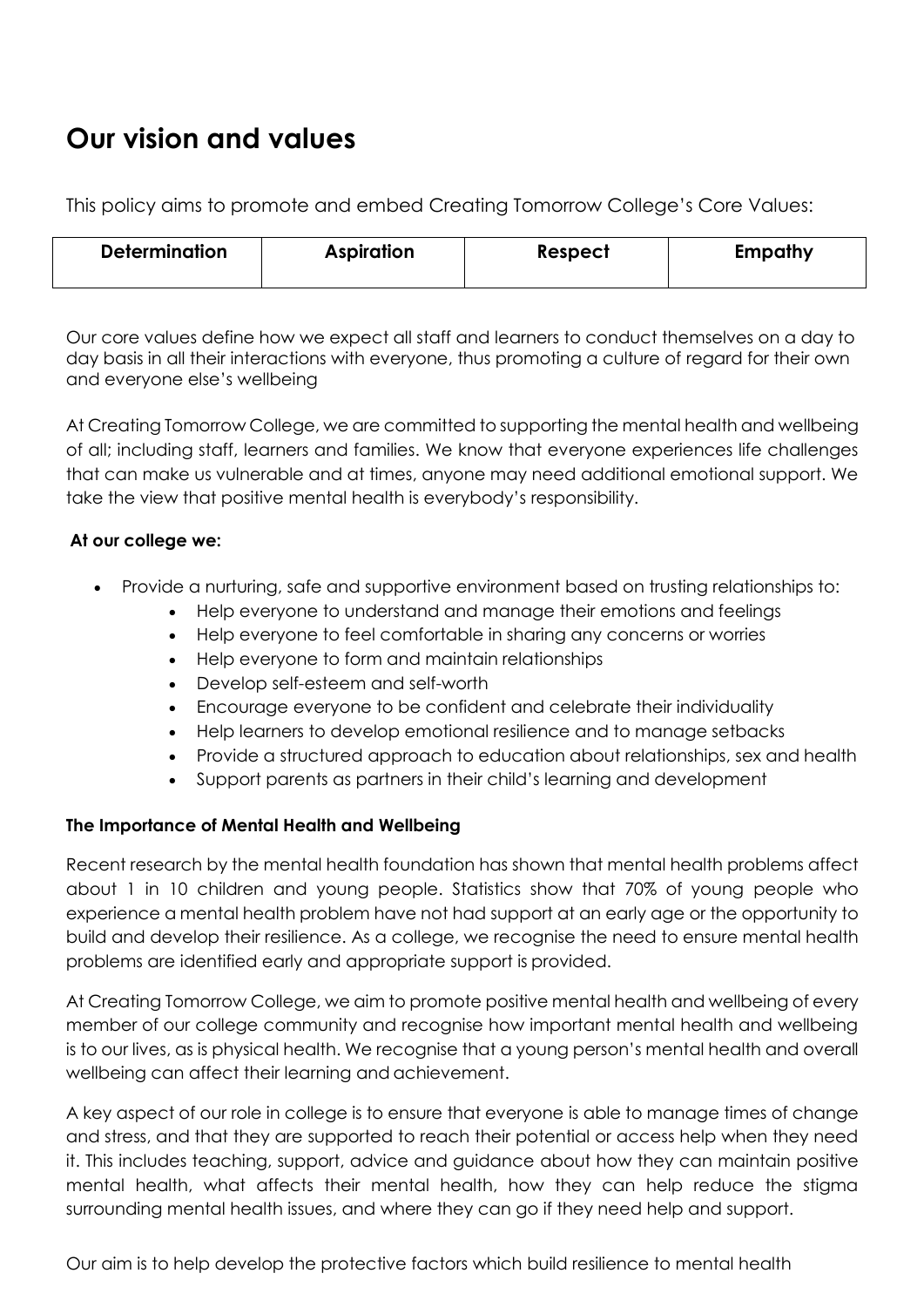# Our vision and values

This policy aims to promote and embed Creating Tomorrow College's Core Values:

| Determination | Aspiration | Respect | Empathy |
|---|---|---|---|

Our core values define how we expect all staff and learners to conduct themselves on a day to day basis in all their interactions with everyone, thus promoting a culture of regard for their own and everyone else's wellbeing

At Creating Tomorrow College, we are committed to supporting the mental health and wellbeing of all; including staff, learners and families. We know that everyone experiences life challenges that can make us vulnerable and at times, anyone may need additional emotional support. We take the view that positive mental health is everybody's responsibility.

**At our college we:**

- Provide a nurturing, safe and supportive environment based on trusting relationships to:
    - Help everyone to understand and manage their emotions and feelings
    - Help everyone to feel comfortable in sharing any concerns or worries
    - Help everyone to form and maintain relationships
    - Develop self-esteem and self-worth
    - Encourage everyone to be confident and celebrate their individuality
    - Help learners to develop emotional resilience and to manage setbacks
    - Provide a structured approach to education about relationships, sex and health
    - Support parents as partners in their child's learning and development

**The Importance of Mental Health and Wellbeing**

Recent research by the mental health foundation has shown that mental health problems affect about 1 in 10 children and young people. Statistics show that 70% of young people who experience a mental health problem have not had support at an early age or the opportunity to build and develop their resilience. As a college, we recognise the need to ensure mental health problems are identified early and appropriate support is provided.

At Creating Tomorrow College, we aim to promote positive mental health and wellbeing of every member of our college community and recognise how important mental health and wellbeing is to our lives, as is physical health. We recognise that a young person's mental health and overall wellbeing can affect their learning and achievement.

A key aspect of our role in college is to ensure that everyone is able to manage times of change and stress, and that they are supported to reach their potential or access help when they need it. This includes teaching, support, advice and guidance about how they can maintain positive mental health, what affects their mental health, how they can help reduce the stigma surrounding mental health issues, and where they can go if they need help and support.

Our aim is to help develop the protective factors which build resilience to mental health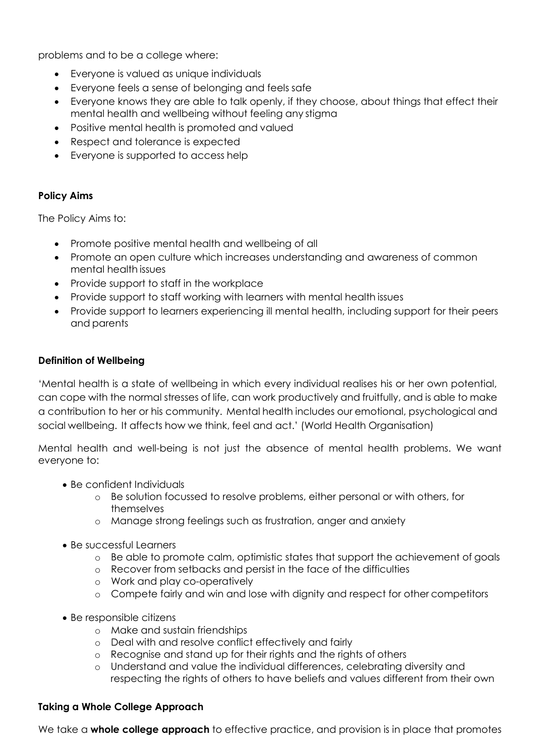problems and to be a college where:

- Everyone is valued as unique individuals
- Everyone feels a sense of belonging and feels safe
- Everyone knows they are able to talk openly, if they choose, about things that effect their mental health and wellbeing without feeling any stigma
- Positive mental health is promoted and valued
- Respect and tolerance is expected
- Everyone is supported to access help

**Policy Aims**

The Policy Aims to:

- Promote positive mental health and wellbeing of all
- Promote an open culture which increases understanding and awareness of common mental health issues
- Provide support to staff in the workplace
- Provide support to staff working with learners with mental health issues
- Provide support to learners experiencing ill mental health, including support for their peers and parents

**Definition of Wellbeing**

'Mental health is a state of wellbeing in which every individual realises his or her own potential, can cope with the normal stresses of life, can work productively and fruitfully, and is able to make a contribution to her or his community. Mental health includes our emotional, psychological and social wellbeing. It affects how we think, feel and act.' (World Health Organisation)

Mental health and well-being is not just the absence of mental health problems. We want everyone to:

- Be confident Individuals
  - Be solution focussed to resolve problems, either personal or with others, for themselves
  - Manage strong feelings such as frustration, anger and anxiety
- Be successful Learners
  - Be able to promote calm, optimistic states that support the achievement of goals
  - Recover from setbacks and persist in the face of the difficulties
  - Work and play co-operatively
  - Compete fairly and win and lose with dignity and respect for other competitors
- Be responsible citizens
  - Make and sustain friendships
  - Deal with and resolve conflict effectively and fairly
  - Recognise and stand up for their rights and the rights of others
  - Understand and value the individual differences, celebrating diversity and respecting the rights of others to have beliefs and values different from their own

**Taking a Whole College Approach**

We take a **whole college approach** to effective practice, and provision is in place that promotes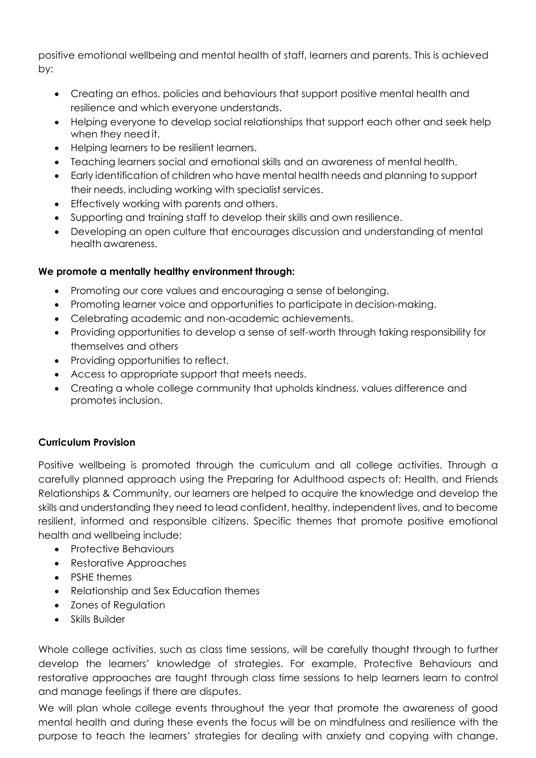positive emotional wellbeing and mental health of staff, learners and parents. This is achieved by:

- Creating an ethos, policies and behaviours that support positive mental health and resilience and which everyone understands.
- Helping everyone to develop social relationships that support each other and seek help when they need it.
- Helping learners to be resilient learners.
- Teaching learners social and emotional skills and an awareness of mental health.
- Early identification of children who have mental health needs and planning to support their needs, including working with specialist services.
- Effectively working with parents and others.
- Supporting and training staff to develop their skills and own resilience.
- Developing an open culture that encourages discussion and understanding of mental health awareness.

**We promote a mentally healthy environment through:**

- Promoting our core values and encouraging a sense of belonging.
- Promoting learner voice and opportunities to participate in decision-making.
- Celebrating academic and non-academic achievements.
- Providing opportunities to develop a sense of self-worth through taking responsibility for themselves and others
- Providing opportunities to reflect.
- Access to appropriate support that meets needs.
- Creating a whole college community that upholds kindness, values difference and promotes inclusion.

**Curriculum Provision**

Positive wellbeing is promoted through the curriculum and all college activities. Through a carefully planned approach using the Preparing for Adulthood aspects of; Health, and Friends Relationships & Community, our learners are helped to acquire the knowledge and develop the skills and understanding they need to lead confident, healthy, independent lives, and to become resilient, informed and responsible citizens. Specific themes that promote positive emotional health and wellbeing include:

- Protective Behaviours
- Restorative Approaches
- PSHE themes
- Relationship and Sex Education themes
- Zones of Regulation
- Skills Builder

Whole college activities, such as class time sessions, will be carefully thought through to further develop the learners' knowledge of strategies. For example, Protective Behaviours and restorative approaches are taught through class time sessions to help learners learn to control and manage feelings if there are disputes.

We will plan whole college events throughout the year that promote the awareness of good mental health and during these events the focus will be on mindfulness and resilience with the purpose to teach the learners' strategies for dealing with anxiety and copying with change.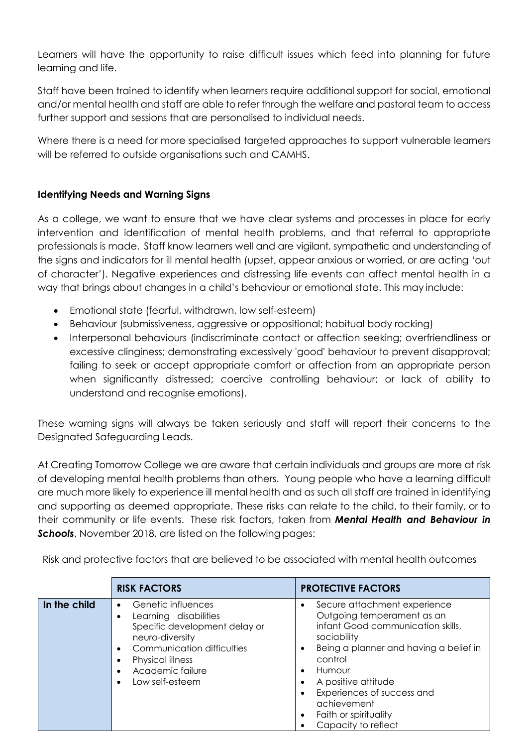Learners will have the opportunity to raise difficult issues which feed into planning for future learning and life.

Staff have been trained to identify when learners require additional support for social, emotional and/or mental health and staff are able to refer through the welfare and pastoral team to access further support and sessions that are personalised to individual needs.

Where there is a need for more specialised targeted approaches to support vulnerable learners will be referred to outside organisations such and CAMHS.

**Identifying Needs and Warning Signs**

As a college, we want to ensure that we have clear systems and processes in place for early intervention and identification of mental health problems, and that referral to appropriate professionals is made. Staff know learners well and are vigilant, sympathetic and understanding of the signs and indicators for ill mental health (upset, appear anxious or worried, or are acting 'out of character'). Negative experiences and distressing life events can affect mental health in a way that brings about changes in a child's behaviour or emotional state. This may include:

- Emotional state (fearful, withdrawn, low self-esteem)
- Behaviour (submissiveness, aggressive or oppositional; habitual body rocking)
- Interpersonal behaviours (indiscriminate contact or affection seeking; overfriendliness or excessive clinginess; demonstrating excessively 'good' behaviour to prevent disapproval; failing to seek or accept appropriate comfort or affection from an appropriate person when significantly distressed; coercive controlling behaviour; or lack of ability to understand and recognise emotions).

These warning signs will always be taken seriously and staff will report their concerns to the Designated Safeguarding Leads.

At Creating Tomorrow College we are aware that certain individuals and groups are more at risk of developing mental health problems than others. Young people who have a learning difficult are much more likely to experience ill mental health and as such all staff are trained in identifying and supporting as deemed appropriate. These risks can relate to the child, to their family, or to their community or life events. These risk factors, taken from ***Mental Health and Behaviour in Schools***, November 2018, are listed on the following pages:

Risk and protective factors that are believed to be associated with mental health outcomes

| | **RISK FACTORS** | **PROTECTIVE FACTORS** |
|---|---|---|
| **In the child** | • Genetic influences<br>• Learning disabilities<br>Specific development delay or neuro-diversity<br>• Communication difficulties<br>• Physical illness<br>• Academic failure<br>• Low self-esteem | • Secure attachment experience<br>Outgoing temperament as an infant Good communication skills, sociability<br>• Being a planner and having a belief in control<br>• Humour<br>• A positive attitude<br>• Experiences of success and achievement<br>• Faith or spirituality<br>• Capacity to reflect |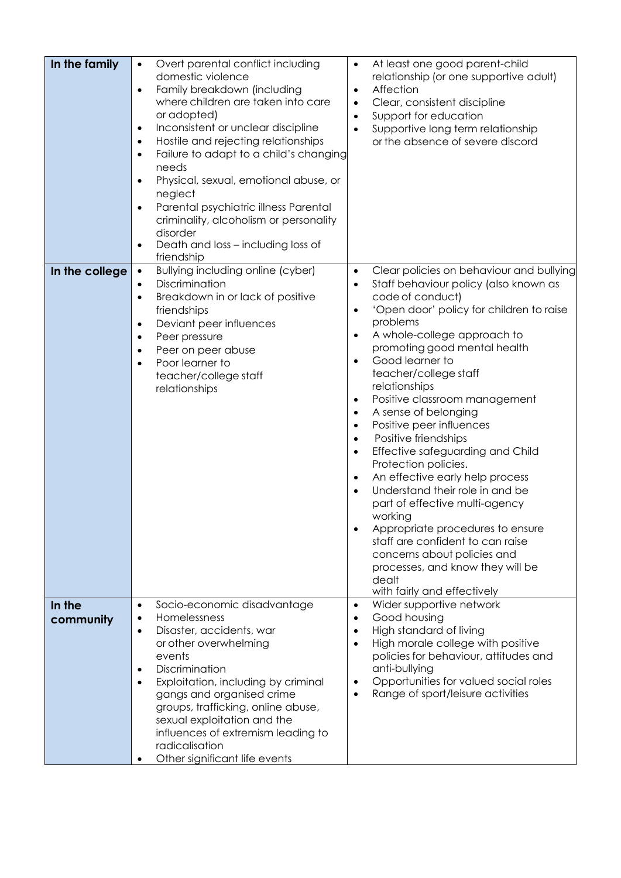| | | |
|---|---|---|
| **In the family** | • Overt parental conflict including domestic violence<br>• Family breakdown (including where children are taken into care or adopted)<br>• Inconsistent or unclear discipline<br>• Hostile and rejecting relationships<br>• Failure to adapt to a child's changing needs<br>• Physical, sexual, emotional abuse, or neglect<br>• Parental psychiatric illness Parental criminality, alcoholism or personality disorder<br>• Death and loss – including loss of friendship | • At least one good parent-child relationship (or one supportive adult)<br>• Affection<br>• Clear, consistent discipline<br>• Support for education<br>• Supportive long term relationship or the absence of severe discord |
| **In the college** | • Bullying including online (cyber)<br>• Discrimination<br>• Breakdown in or lack of positive friendships<br>• Deviant peer influences<br>• Peer pressure<br>• Peer on peer abuse<br>• Poor learner to teacher/college staff relationships | • Clear policies on behaviour and bullying<br>• Staff behaviour policy (also known as code of conduct)<br>• 'Open door' policy for children to raise problems<br>• A whole-college approach to promoting good mental health<br>• Good learner to teacher/college staff relationships<br>• Positive classroom management<br>• A sense of belonging<br>• Positive peer influences<br>• Positive friendships<br>• Effective safeguarding and Child Protection policies.<br>• An effective early help process<br>• Understand their role in and be part of effective multi-agency working<br>• Appropriate procedures to ensure staff are confident to can raise concerns about policies and processes, and know they will be dealt with fairly and effectively |
| **In the community** | • Socio-economic disadvantage<br>• Homelessness<br>• Disaster, accidents, war or other overwhelming events<br>• Discrimination<br>• Exploitation, including by criminal gangs and organised crime groups, trafficking, online abuse, sexual exploitation and the influences of extremism leading to radicalisation<br>• Other significant life events | • Wider supportive network<br>• Good housing<br>• High standard of living<br>• High morale college with positive policies for behaviour, attitudes and anti-bullying<br>• Opportunities for valued social roles<br>• Range of sport/leisure activities |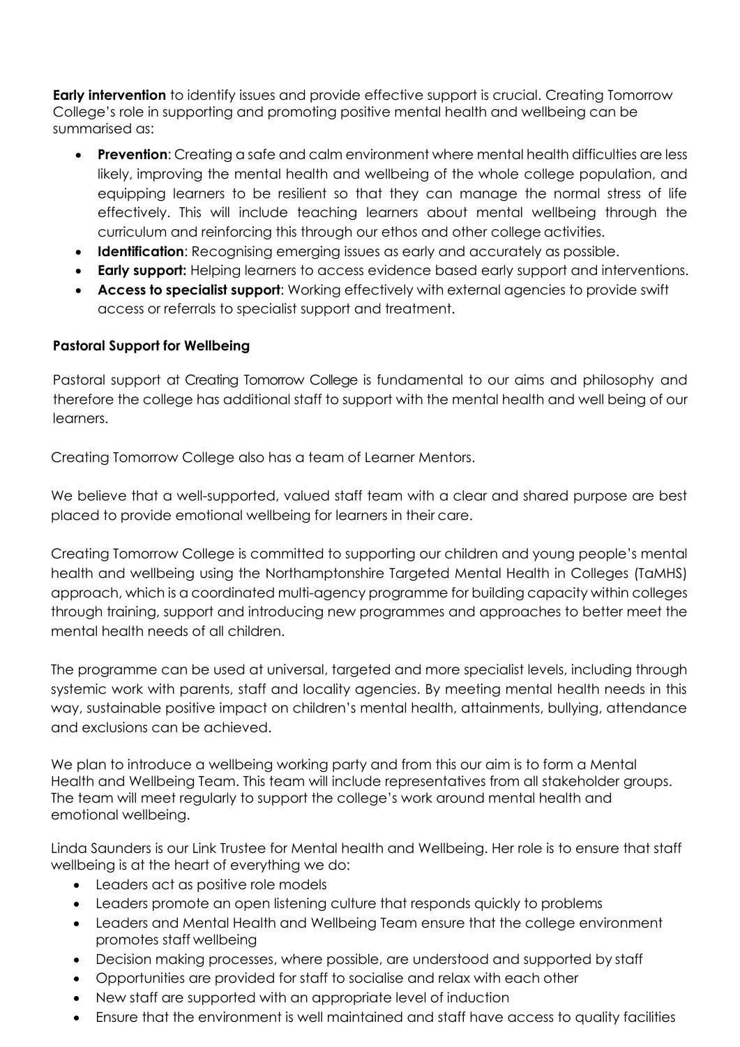**Early intervention** to identify issues and provide effective support is crucial. Creating Tomorrow College's role in supporting and promoting positive mental health and wellbeing can be summarised as:

- **Prevention**: Creating a safe and calm environment where mental health difficulties are less likely, improving the mental health and wellbeing of the whole college population, and equipping learners to be resilient so that they can manage the normal stress of life effectively. This will include teaching learners about mental wellbeing through the curriculum and reinforcing this through our ethos and other college activities.
- **Identification**: Recognising emerging issues as early and accurately as possible.
- **Early support:** Helping learners to access evidence based early support and interventions.
- **Access to specialist support**: Working effectively with external agencies to provide swift access or referrals to specialist support and treatment.

**Pastoral Support for Wellbeing**

Pastoral support at Creating Tomorrow College is fundamental to our aims and philosophy and therefore the college has additional staff to support with the mental health and well being of our learners.

Creating Tomorrow College also has a team of Learner Mentors.

We believe that a well-supported, valued staff team with a clear and shared purpose are best placed to provide emotional wellbeing for learners in their care.

Creating Tomorrow College is committed to supporting our children and young people's mental health and wellbeing using the Northamptonshire Targeted Mental Health in Colleges (TaMHS) approach, which is a coordinated multi-agency programme for building capacity within colleges through training, support and introducing new programmes and approaches to better meet the mental health needs of all children.

The programme can be used at universal, targeted and more specialist levels, including through systemic work with parents, staff and locality agencies. By meeting mental health needs in this way, sustainable positive impact on children's mental health, attainments, bullying, attendance and exclusions can be achieved.

We plan to introduce a wellbeing working party and from this our aim is to form a Mental Health and Wellbeing Team. This team will include representatives from all stakeholder groups. The team will meet regularly to support the college's work around mental health and emotional wellbeing.

Linda Saunders is our Link Trustee for Mental health and Wellbeing. Her role is to ensure that staff wellbeing is at the heart of everything we do:

- Leaders act as positive role models
- Leaders promote an open listening culture that responds quickly to problems
- Leaders and Mental Health and Wellbeing Team ensure that the college environment promotes staff wellbeing
- Decision making processes, where possible, are understood and supported by staff
- Opportunities are provided for staff to socialise and relax with each other
- New staff are supported with an appropriate level of induction
- Ensure that the environment is well maintained and staff have access to quality facilities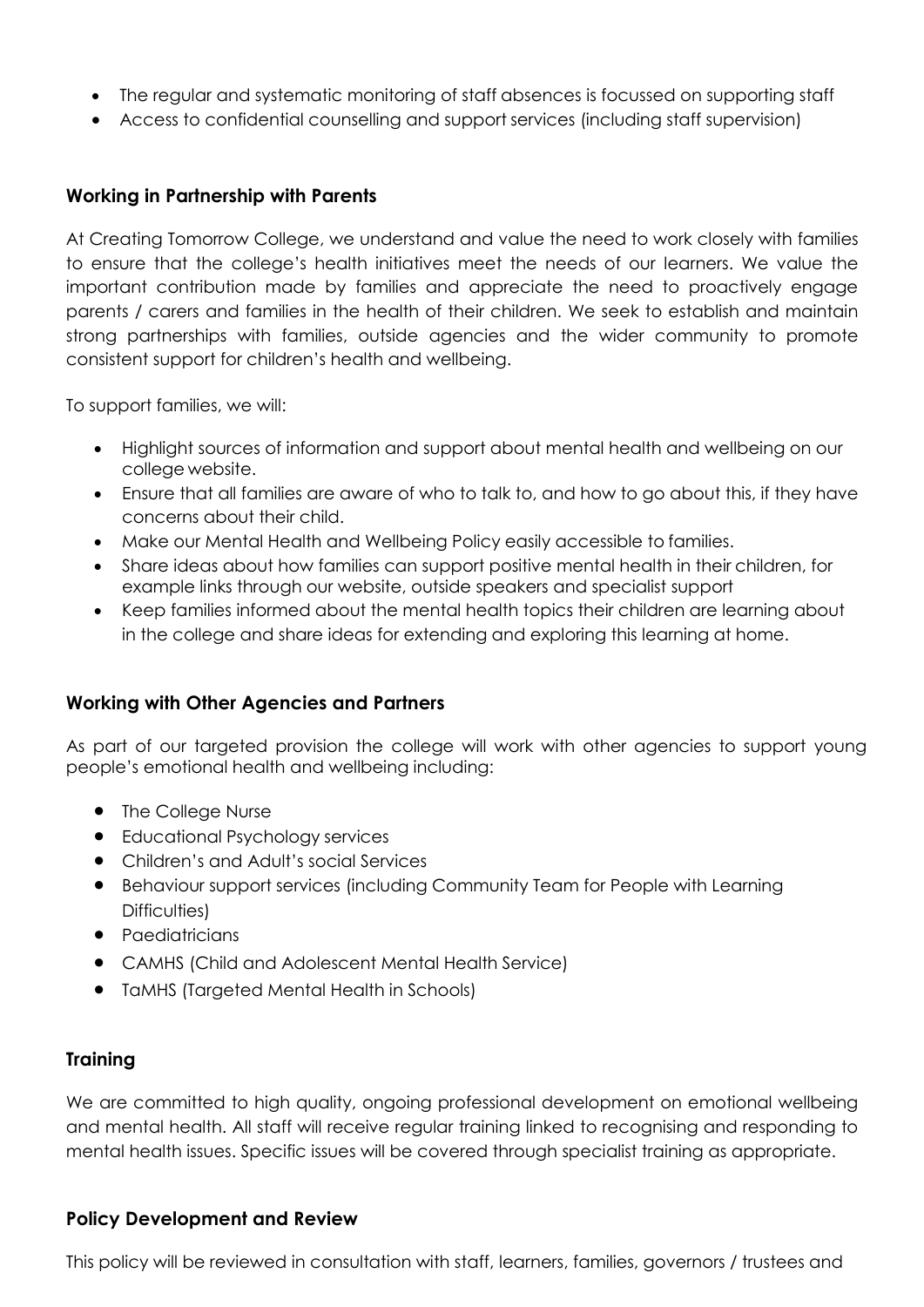- The regular and systematic monitoring of staff absences is focussed on supporting staff
- Access to confidential counselling and support services (including staff supervision)

## Working in Partnership with Parents

At Creating Tomorrow College, we understand and value the need to work closely with families to ensure that the college's health initiatives meet the needs of our learners. We value the important contribution made by families and appreciate the need to proactively engage parents / carers and families in the health of their children. We seek to establish and maintain strong partnerships with families, outside agencies and the wider community to promote consistent support for children's health and wellbeing.

To support families, we will:

- Highlight sources of information and support about mental health and wellbeing on our college website.
- Ensure that all families are aware of who to talk to, and how to go about this, if they have concerns about their child.
- Make our Mental Health and Wellbeing Policy easily accessible to families.
- Share ideas about how families can support positive mental health in their children, for example links through our website, outside speakers and specialist support
- Keep families informed about the mental health topics their children are learning about in the college and share ideas for extending and exploring this learning at home.

## Working with Other Agencies and Partners

As part of our targeted provision the college will work with other agencies to support young people's emotional health and wellbeing including:

- The College Nurse
- Educational Psychology services
- Children's and Adult's social Services
- Behaviour support services (including Community Team for People with Learning Difficulties)
- Paediatricians
- CAMHS (Child and Adolescent Mental Health Service)
- TaMHS (Targeted Mental Health in Schools)

## Training

We are committed to high quality, ongoing professional development on emotional wellbeing and mental health. All staff will receive regular training linked to recognising and responding to mental health issues. Specific issues will be covered through specialist training as appropriate.

## Policy Development and Review

This policy will be reviewed in consultation with staff, learners, families, governors / trustees and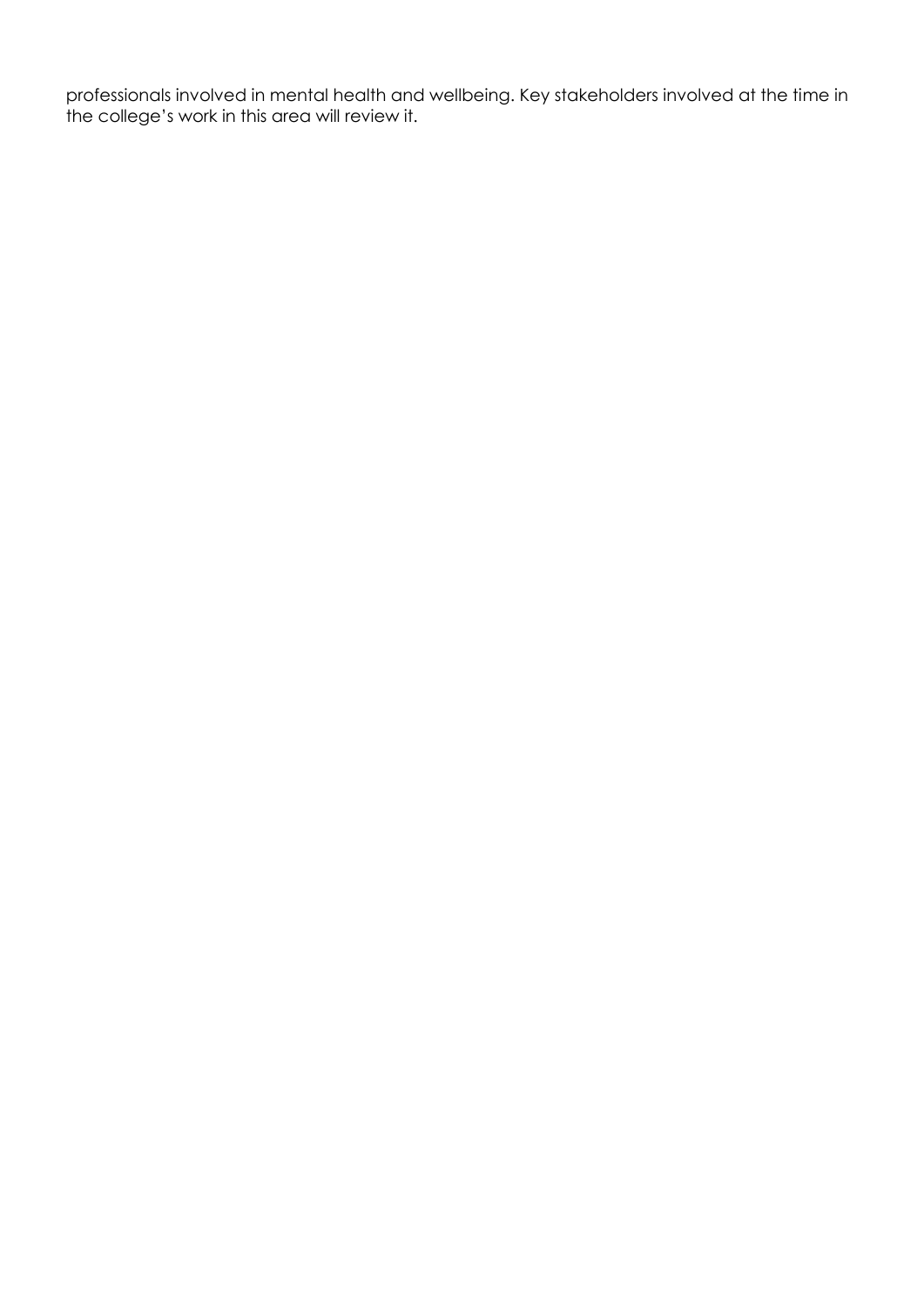professionals involved in mental health and wellbeing. Key stakeholders involved at the time in the college's work in this area will review it.